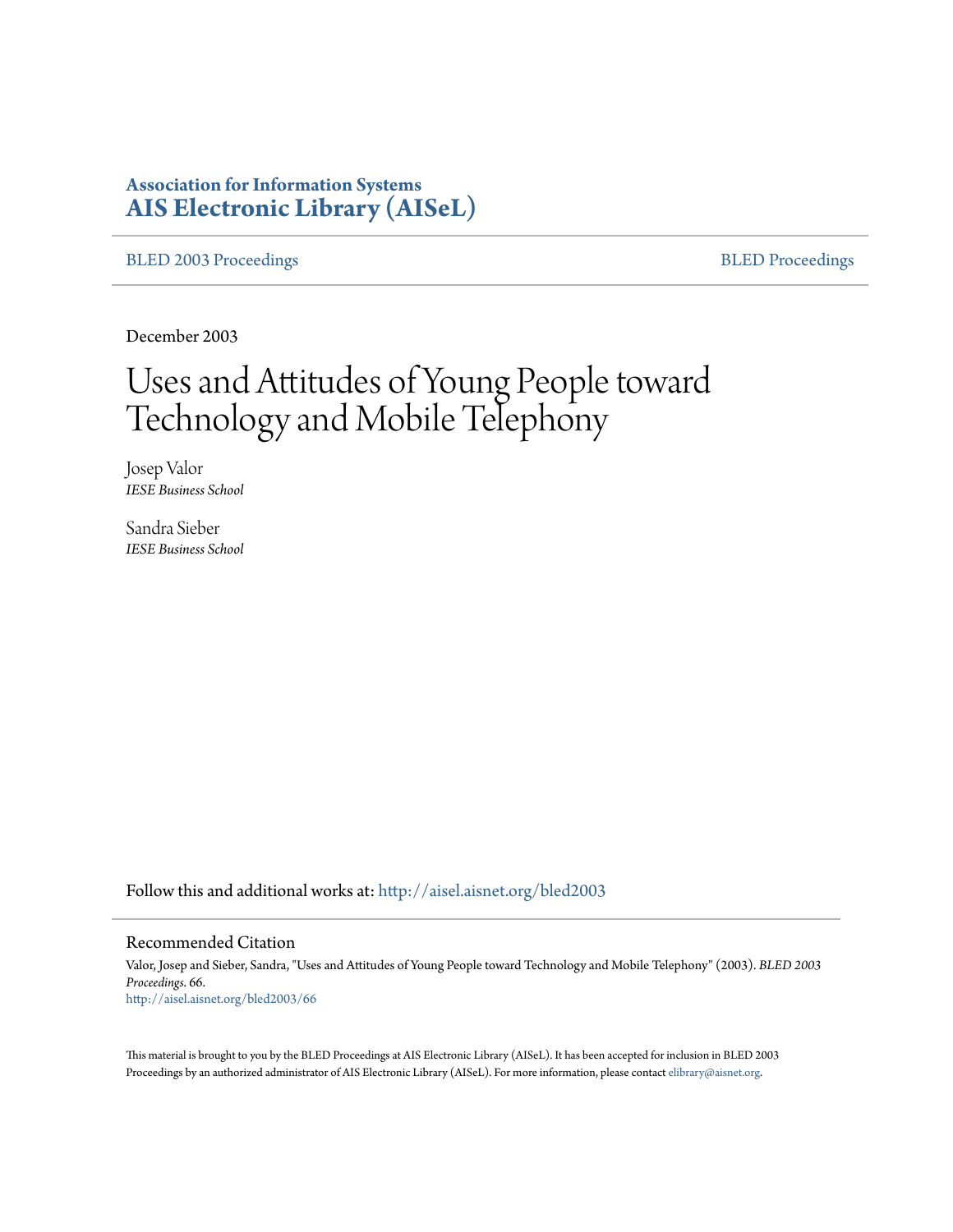**Association for Information Systems**
**AIS Electronic Library (AISeL)**

BLED 2003 Proceedings | BLED Proceedings

December 2003

# Uses and Attitudes of Young People toward Technology and Mobile Telephony

Josep Valor
*IESE Business School*

Sandra Sieber
*IESE Business School*

Follow this and additional works at: http://aisel.aisnet.org/bled2003

## Recommended Citation

Valor, Josep and Sieber, Sandra, "Uses and Attitudes of Young People toward Technology and Mobile Telephony" (2003). *BLED 2003 Proceedings*. 66.
http://aisel.aisnet.org/bled2003/66

This material is brought to you by the BLED Proceedings at AIS Electronic Library (AISeL). It has been accepted for inclusion in BLED 2003 Proceedings by an authorized administrator of AIS Electronic Library (AISeL). For more information, please contact elibrary@aisnet.org.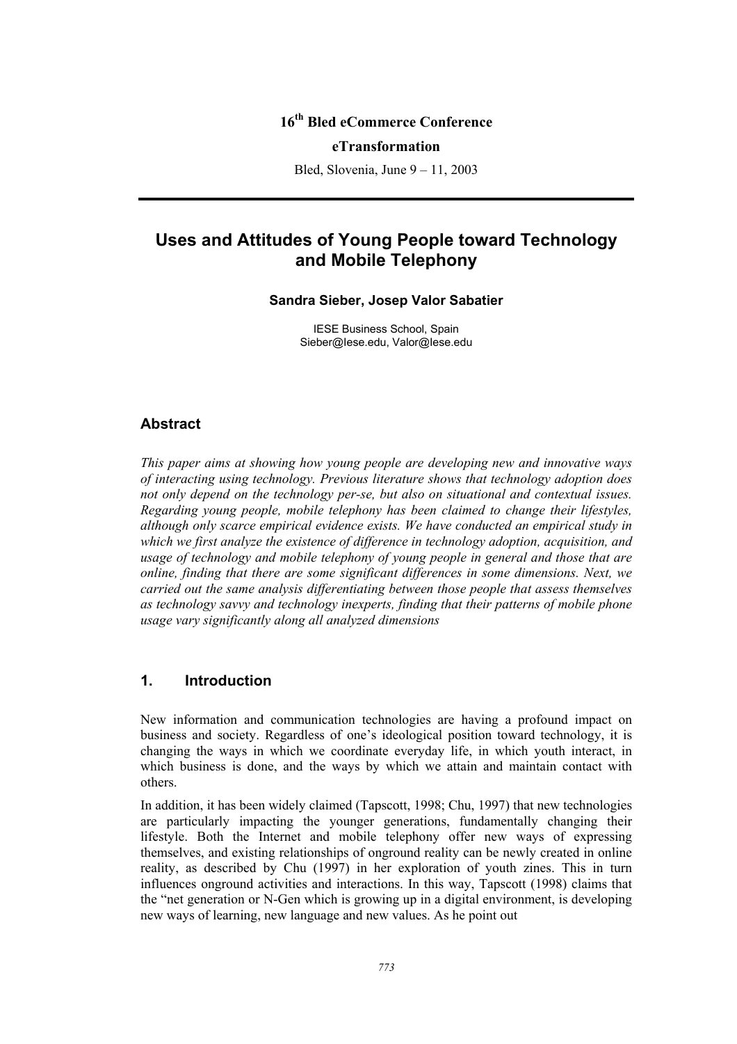16th Bled eCommerce Conference

**eTransformation**

Bled, Slovenia, June 9 – 11, 2003

---

# Uses and Attitudes of Young People toward Technology and Mobile Telephony

**Sandra Sieber, Josep Valor Sabatier**

IESE Business School, Spain
Sieber@Iese.edu, Valor@Iese.edu

## Abstract

*This paper aims at showing how young people are developing new and innovative ways of interacting using technology. Previous literature shows that technology adoption does not only depend on the technology per-se, but also on situational and contextual issues. Regarding young people, mobile telephony has been claimed to change their lifestyles, although only scarce empirical evidence exists. We have conducted an empirical study in which we first analyze the existence of difference in technology adoption, acquisition, and usage of technology and mobile telephony of young people in general and those that are online, finding that there are some significant differences in some dimensions. Next, we carried out the same analysis differentiating between those people that assess themselves as technology savvy and technology inexperts, finding that their patterns of mobile phone usage vary significantly along all analyzed dimensions*

## 1. Introduction

New information and communication technologies are having a profound impact on business and society. Regardless of one's ideological position toward technology, it is changing the ways in which we coordinate everyday life, in which youth interact, in which business is done, and the ways by which we attain and maintain contact with others.

In addition, it has been widely claimed (Tapscott, 1998; Chu, 1997) that new technologies are particularly impacting the younger generations, fundamentally changing their lifestyle. Both the Internet and mobile telephony offer new ways of expressing themselves, and existing relationships of onground reality can be newly created in online reality, as described by Chu (1997) in her exploration of youth zines. This in turn influences onground activities and interactions. In this way, Tapscott (1998) claims that the "net generation or N-Gen which is growing up in a digital environment, is developing new ways of learning, new language and new values. As he point out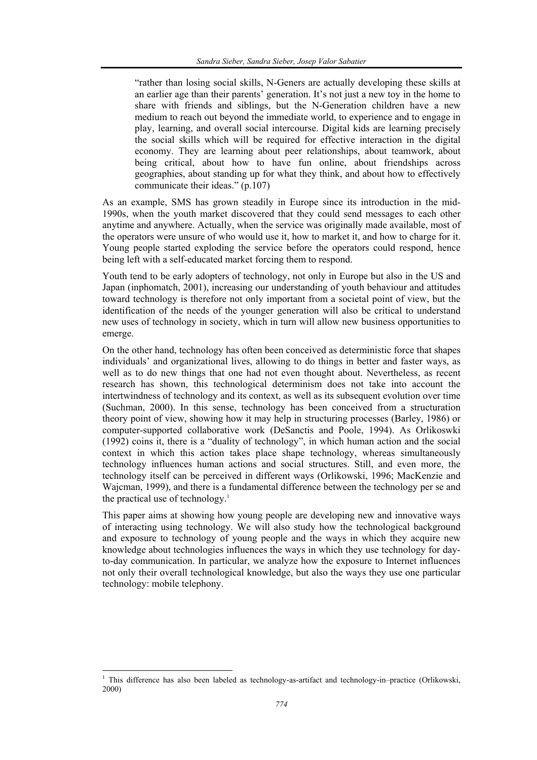> "rather than losing social skills, N-Geners are actually developing these skills at an earlier age than their parents' generation. It's not just a new toy in the home to share with friends and siblings, but the N-Generation children have a new medium to reach out beyond the immediate world, to experience and to engage in play, learning, and overall social intercourse. Digital kids are learning precisely the social skills which will be required for effective interaction in the digital economy. They are learning about peer relationships, about teamwork, about being critical, about how to have fun online, about friendships across geographies, about standing up for what they think, and about how to effectively communicate their ideas." (p.107)

As an example, SMS has grown steadily in Europe since its introduction in the mid-1990s, when the youth market discovered that they could send messages to each other anytime and anywhere. Actually, when the service was originally made available, most of the operators were unsure of who would use it, how to market it, and how to charge for it. Young people started exploding the service before the operators could respond, hence being left with a self-educated market forcing them to respond.

Youth tend to be early adopters of technology, not only in Europe but also in the US and Japan (inphomatch, 2001), increasing our understanding of youth behaviour and attitudes toward technology is therefore not only important from a societal point of view, but the identification of the needs of the younger generation will also be critical to understand new uses of technology in society, which in turn will allow new business opportunities to emerge.

On the other hand, technology has often been conceived as deterministic force that shapes individuals' and organizational lives, allowing to do things in better and faster ways, as well as to do new things that one had not even thought about. Nevertheless, as recent research has shown, this technological determinism does not take into account the intertwindness of technology and its context, as well as its subsequent evolution over time (Suchman, 2000). In this sense, technology has been conceived from a structuration theory point of view, showing how it may help in structuring processes (Barley, 1986) or computer-supported collaborative work (DeSanctis and Poole, 1994). As Orlikoswki (1992) coins it, there is a "duality of technology", in which human action and the social context in which this action takes place shape technology, whereas simultaneously technology influences human actions and social structures. Still, and even more, the technology itself can be perceived in different ways (Orlikowski, 1996; MacKenzie and Wajcman, 1999), and there is a fundamental difference between the technology per se and the practical use of technology.[1]

This paper aims at showing how young people are developing new and innovative ways of interacting using technology. We will also study how the technological background and exposure to technology of young people and the ways in which they acquire new knowledge about technologies influences the ways in which they use technology for day-to-day communication. In particular, we analyze how the exposure to Internet influences not only their overall technological knowledge, but also the ways they use one particular technology: mobile telephony.

---

[1] This difference has also been labeled as technology-as-artifact and technology-in–practice (Orlikowski, 2000)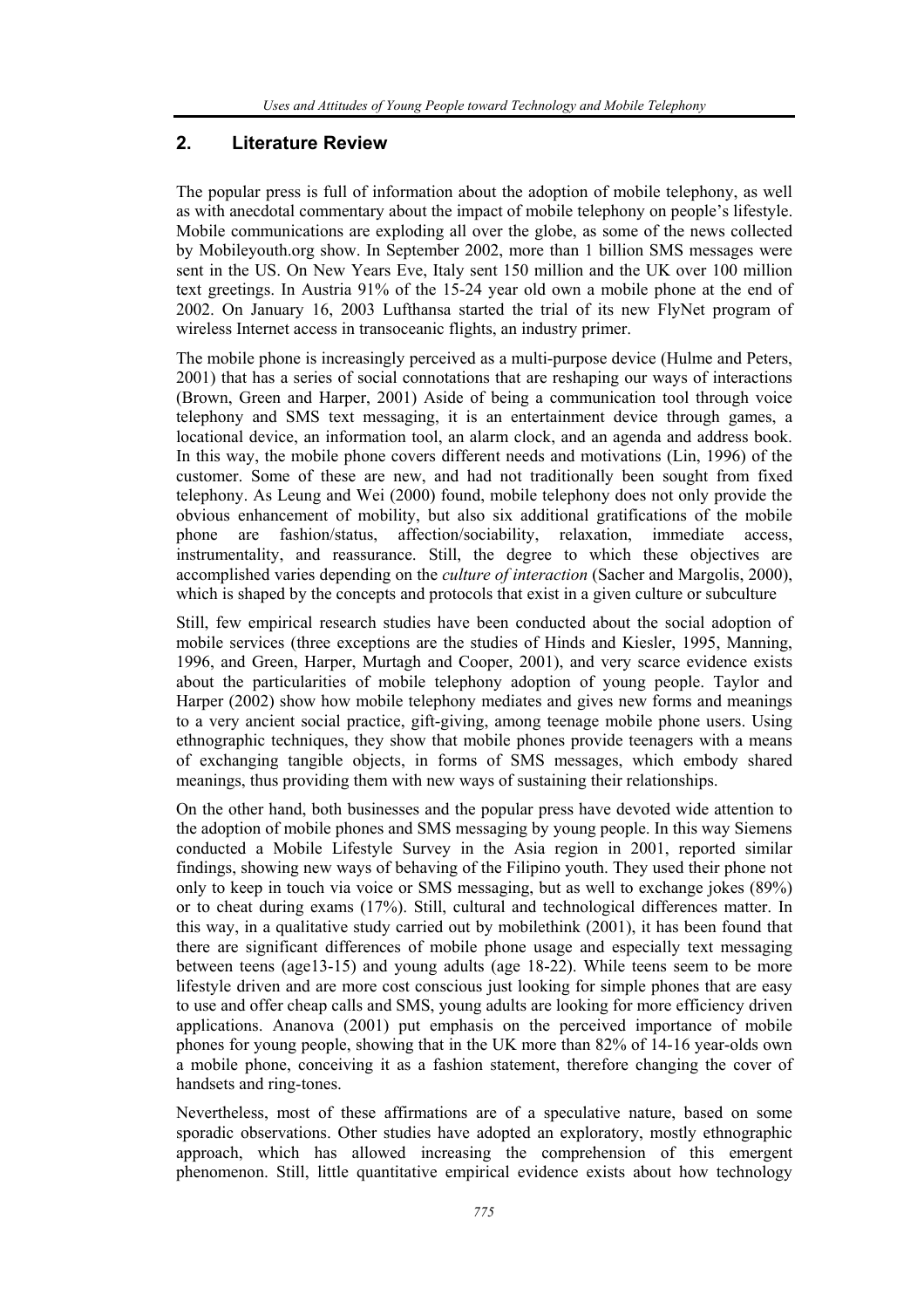## 2. Literature Review

The popular press is full of information about the adoption of mobile telephony, as well as with anecdotal commentary about the impact of mobile telephony on people's lifestyle. Mobile communications are exploding all over the globe, as some of the news collected by Mobileyouth.org show. In September 2002, more than 1 billion SMS messages were sent in the US. On New Years Eve, Italy sent 150 million and the UK over 100 million text greetings. In Austria 91% of the 15-24 year old own a mobile phone at the end of 2002. On January 16, 2003 Lufthansa started the trial of its new FlyNet program of wireless Internet access in transoceanic flights, an industry primer.

The mobile phone is increasingly perceived as a multi-purpose device (Hulme and Peters, 2001) that has a series of social connotations that are reshaping our ways of interactions (Brown, Green and Harper, 2001) Aside of being a communication tool through voice telephony and SMS text messaging, it is an entertainment device through games, a locational device, an information tool, an alarm clock, and an agenda and address book. In this way, the mobile phone covers different needs and motivations (Lin, 1996) of the customer. Some of these are new, and had not traditionally been sought from fixed telephony. As Leung and Wei (2000) found, mobile telephony does not only provide the obvious enhancement of mobility, but also six additional gratifications of the mobile phone are fashion/status, affection/sociability, relaxation, immediate access, instrumentality, and reassurance. Still, the degree to which these objectives are accomplished varies depending on the *culture of interaction* (Sacher and Margolis, 2000), which is shaped by the concepts and protocols that exist in a given culture or subculture

Still, few empirical research studies have been conducted about the social adoption of mobile services (three exceptions are the studies of Hinds and Kiesler, 1995, Manning, 1996, and Green, Harper, Murtagh and Cooper, 2001), and very scarce evidence exists about the particularities of mobile telephony adoption of young people. Taylor and Harper (2002) show how mobile telephony mediates and gives new forms and meanings to a very ancient social practice, gift-giving, among teenage mobile phone users. Using ethnographic techniques, they show that mobile phones provide teenagers with a means of exchanging tangible objects, in forms of SMS messages, which embody shared meanings, thus providing them with new ways of sustaining their relationships.

On the other hand, both businesses and the popular press have devoted wide attention to the adoption of mobile phones and SMS messaging by young people. In this way Siemens conducted a Mobile Lifestyle Survey in the Asia region in 2001, reported similar findings, showing new ways of behaving of the Filipino youth. They used their phone not only to keep in touch via voice or SMS messaging, but as well to exchange jokes (89%) or to cheat during exams (17%). Still, cultural and technological differences matter. In this way, in a qualitative study carried out by mobilethink (2001), it has been found that there are significant differences of mobile phone usage and especially text messaging between teens (age13-15) and young adults (age 18-22). While teens seem to be more lifestyle driven and are more cost conscious just looking for simple phones that are easy to use and offer cheap calls and SMS, young adults are looking for more efficiency driven applications. Ananova (2001) put emphasis on the perceived importance of mobile phones for young people, showing that in the UK more than 82% of 14-16 year-olds own a mobile phone, conceiving it as a fashion statement, therefore changing the cover of handsets and ring-tones.

Nevertheless, most of these affirmations are of a speculative nature, based on some sporadic observations. Other studies have adopted an exploratory, mostly ethnographic approach, which has allowed increasing the comprehension of this emergent phenomenon. Still, little quantitative empirical evidence exists about how technology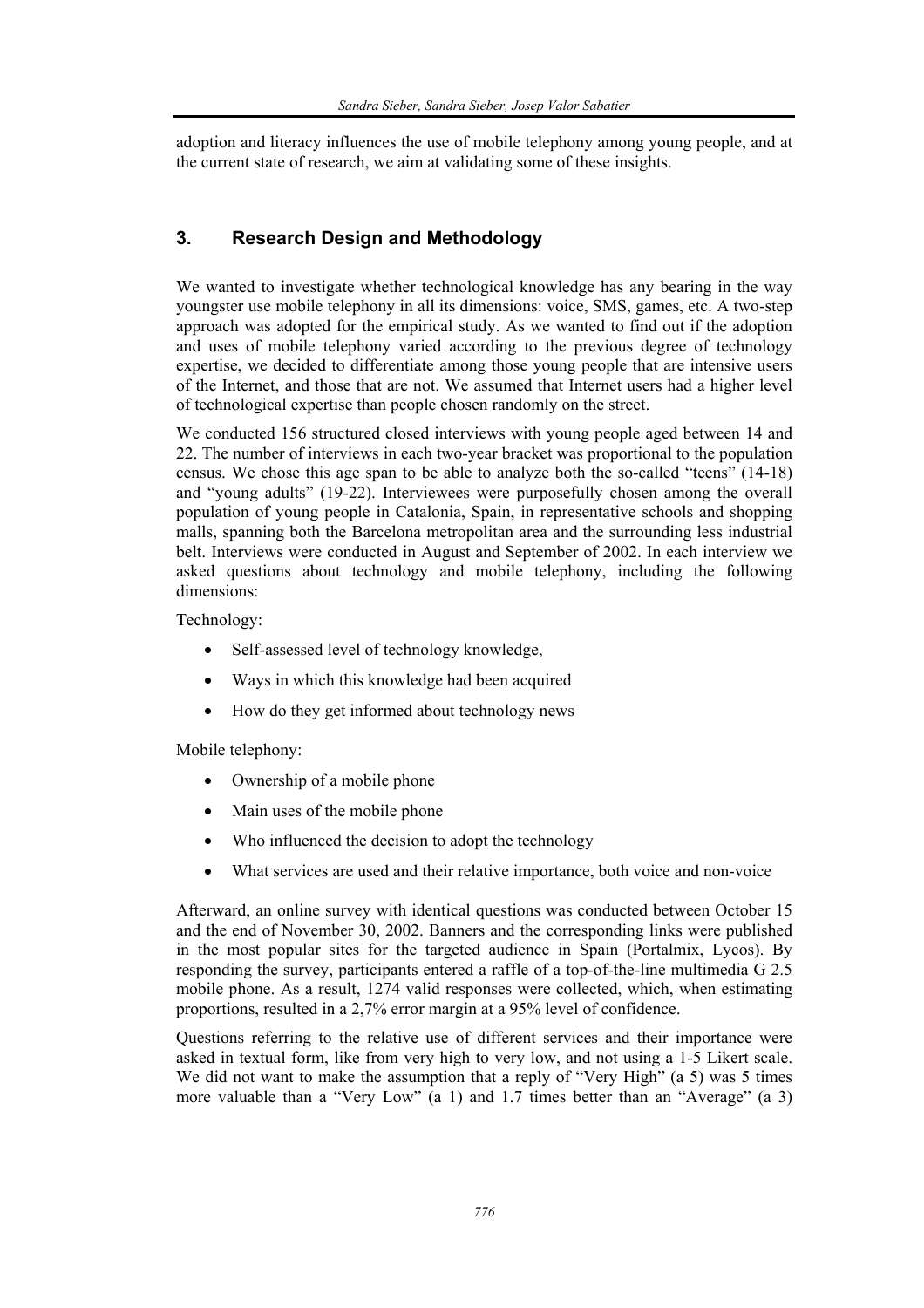adoption and literacy influences the use of mobile telephony among young people, and at the current state of research, we aim at validating some of these insights.

## 3. Research Design and Methodology

We wanted to investigate whether technological knowledge has any bearing in the way youngster use mobile telephony in all its dimensions: voice, SMS, games, etc. A two-step approach was adopted for the empirical study. As we wanted to find out if the adoption and uses of mobile telephony varied according to the previous degree of technology expertise, we decided to differentiate among those young people that are intensive users of the Internet, and those that are not. We assumed that Internet users had a higher level of technological expertise than people chosen randomly on the street.

We conducted 156 structured closed interviews with young people aged between 14 and 22. The number of interviews in each two-year bracket was proportional to the population census. We chose this age span to be able to analyze both the so-called "teens" (14-18) and "young adults" (19-22). Interviewees were purposefully chosen among the overall population of young people in Catalonia, Spain, in representative schools and shopping malls, spanning both the Barcelona metropolitan area and the surrounding less industrial belt. Interviews were conducted in August and September of 2002. In each interview we asked questions about technology and mobile telephony, including the following dimensions:

Technology:

- Self-assessed level of technology knowledge,
- Ways in which this knowledge had been acquired
- How do they get informed about technology news

Mobile telephony:

- Ownership of a mobile phone
- Main uses of the mobile phone
- Who influenced the decision to adopt the technology
- What services are used and their relative importance, both voice and non-voice

Afterward, an online survey with identical questions was conducted between October 15 and the end of November 30, 2002. Banners and the corresponding links were published in the most popular sites for the targeted audience in Spain (Portalmix, Lycos). By responding the survey, participants entered a raffle of a top-of-the-line multimedia G 2.5 mobile phone. As a result, 1274 valid responses were collected, which, when estimating proportions, resulted in a 2,7% error margin at a 95% level of confidence.

Questions referring to the relative use of different services and their importance were asked in textual form, like from very high to very low, and not using a 1-5 Likert scale. We did not want to make the assumption that a reply of "Very High" (a 5) was 5 times more valuable than a "Very Low" (a 1) and 1.7 times better than an "Average" (a 3)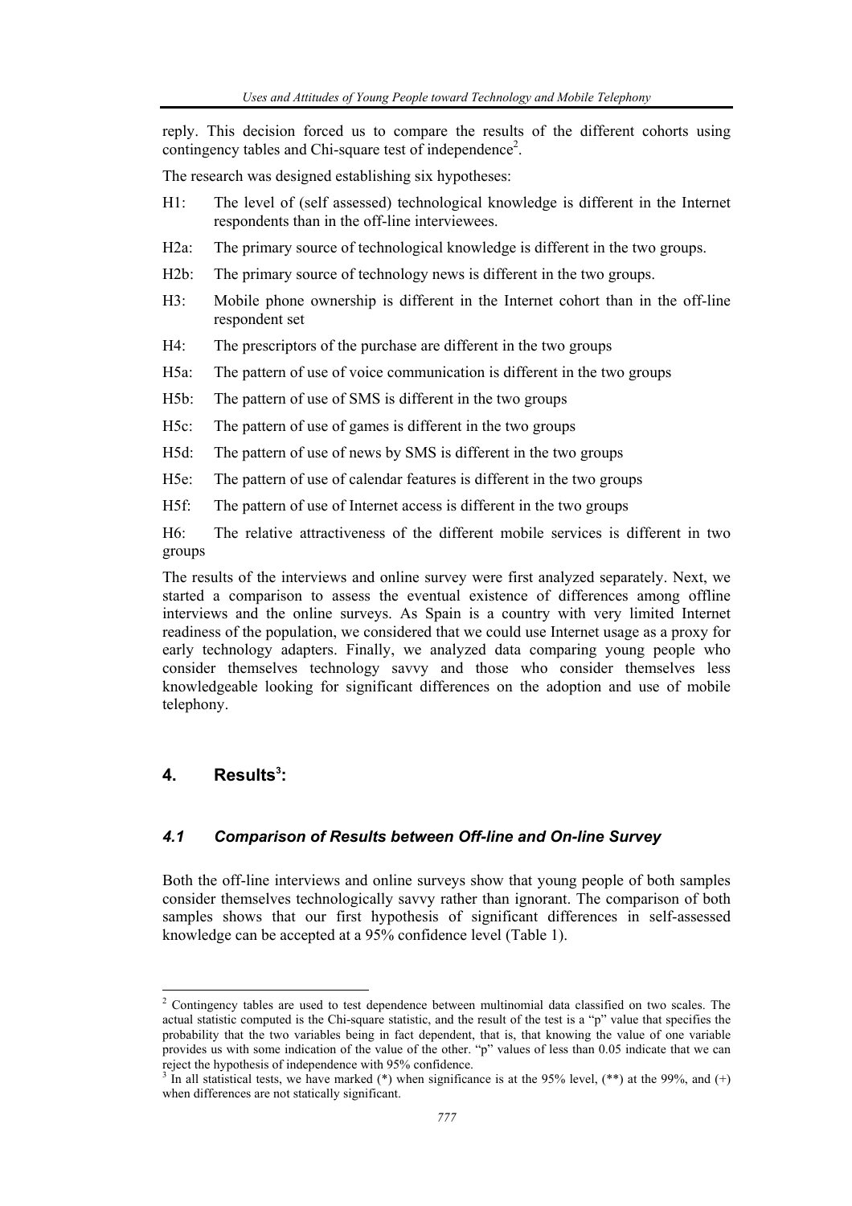reply. This decision forced us to compare the results of the different cohorts using contingency tables and Chi-square test of independence[2].

The research was designed establishing six hypotheses:

- H1: The level of (self assessed) technological knowledge is different in the Internet respondents than in the off-line interviewees.
- H2a: The primary source of technological knowledge is different in the two groups.
- H2b: The primary source of technology news is different in the two groups.
- H3: Mobile phone ownership is different in the Internet cohort than in the off-line respondent set
- H4: The prescriptors of the purchase are different in the two groups
- H5a: The pattern of use of voice communication is different in the two groups
- H5b: The pattern of use of SMS is different in the two groups
- H5c: The pattern of use of games is different in the two groups
- H5d: The pattern of use of news by SMS is different in the two groups
- H5e: The pattern of use of calendar features is different in the two groups
- H5f: The pattern of use of Internet access is different in the two groups
- H6: The relative attractiveness of the different mobile services is different in two groups

The results of the interviews and online survey were first analyzed separately. Next, we started a comparison to assess the eventual existence of differences among offline interviews and the online surveys. As Spain is a country with very limited Internet readiness of the population, we considered that we could use Internet usage as a proxy for early technology adapters. Finally, we analyzed data comparing young people who consider themselves technology savvy and those who consider themselves less knowledgeable looking for significant differences on the adoption and use of mobile telephony.

## 4. Results[3]:

### *4.1 Comparison of Results between Off-line and On-line Survey*

Both the off-line interviews and online surveys show that young people of both samples consider themselves technologically savvy rather than ignorant. The comparison of both samples shows that our first hypothesis of significant differences in self-assessed knowledge can be accepted at a 95% confidence level (Table 1).

---

[2] Contingency tables are used to test dependence between multinomial data classified on two scales. The actual statistic computed is the Chi-square statistic, and the result of the test is a "p" value that specifies the probability that the two variables being in fact dependent, that is, that knowing the value of one variable provides us with some indication of the value of the other. "p" values of less than 0.05 indicate that we can reject the hypothesis of independence with 95% confidence.

[3] In all statistical tests, we have marked (*) when significance is at the 95% level, (**) at the 99%, and (+) when differences are not statically significant.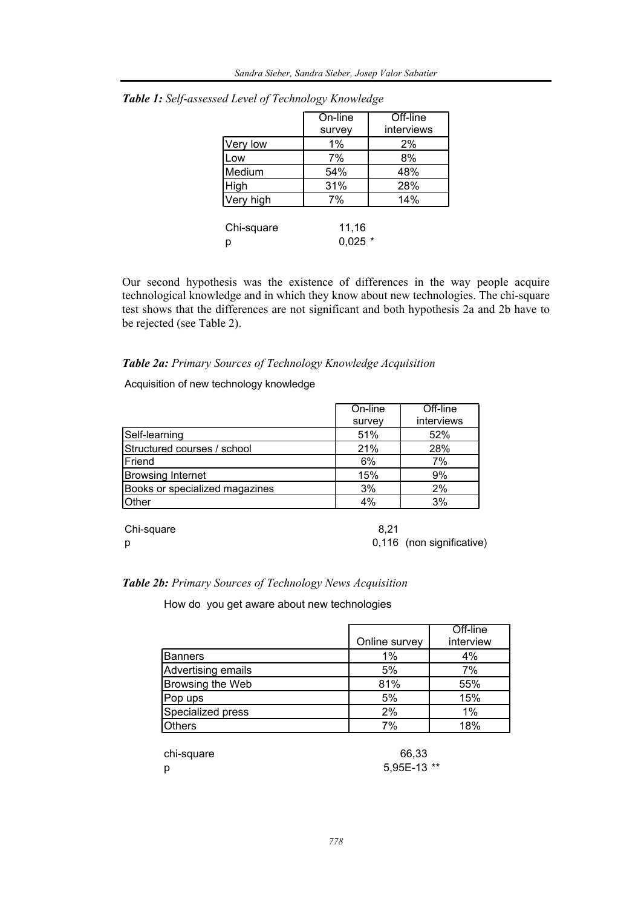***Table 1:*** *Self-assessed Level of Technology Knowledge*

| | On-line survey | Off-line interviews |
|---|---|---|
| Very low | 1% | 2% |
| Low | 7% | 8% |
| Medium | 54% | 48% |
| High | 31% | 28% |
| Very high | 7% | 14% |

Chi-square 11,16
p 0,025 *

Our second hypothesis was the existence of differences in the way people acquire technological knowledge and in which they know about new technologies. The chi-square test shows that the differences are not significant and both hypothesis 2a and 2b have to be rejected (see Table 2).

***Table 2a:*** *Primary Sources of Technology Knowledge Acquisition*

Acquisition of new technology knowledge

| | On-line survey | Off-line interviews |
|---|---|---|
| Self-learning | 51% | 52% |
| Structured courses / school | 21% | 28% |
| Friend | 6% | 7% |
| Browsing Internet | 15% | 9% |
| Books or specialized magazines | 3% | 2% |
| Other | 4% | 3% |

Chi-square 8,21
p 0,116 (non significative)

***Table 2b:*** *Primary Sources of Technology News Acquisition*

How do you get aware about new technologies

| | Online survey | Off-line interview |
|---|---|---|
| Banners | 1% | 4% |
| Advertising emails | 5% | 7% |
| Browsing the Web | 81% | 55% |
| Pop ups | 5% | 15% |
| Specialized press | 2% | 1% |
| Others | 7% | 18% |

chi-square 66,33
p 5,95E-13 **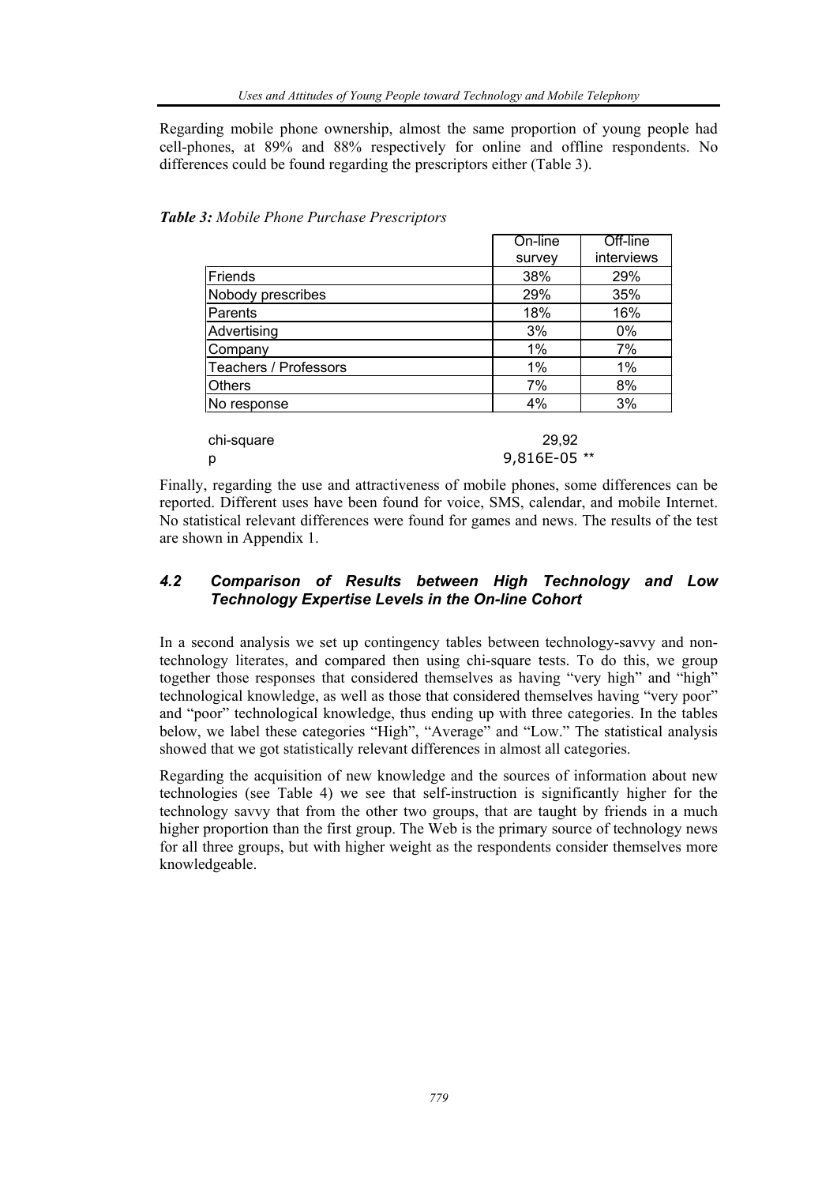Regarding mobile phone ownership, almost the same proportion of young people had cell-phones, at 89% and 88% respectively for online and offline respondents. No differences could be found regarding the prescriptors either (Table 3).

***Table 3:*** *Mobile Phone Purchase Prescriptors*

| | On-line survey | Off-line interviews |
|---|---|---|
| Friends | 38% | 29% |
| Nobody prescribes | 29% | 35% |
| Parents | 18% | 16% |
| Advertising | 3% | 0% |
| Company | 1% | 7% |
| Teachers / Professors | 1% | 1% |
| Others | 7% | 8% |
| No response | 4% | 3% |

| | |
|---|---|
| chi-square | 29,92 |
| p | 9,816E-05 ** |

Finally, regarding the use and attractiveness of mobile phones, some differences can be reported. Different uses have been found for voice, SMS, calendar, and mobile Internet. No statistical relevant differences were found for games and news. The results of the test are shown in Appendix 1.

### *4.2 Comparison of Results between High Technology and Low Technology Expertise Levels in the On-line Cohort*

In a second analysis we set up contingency tables between technology-savvy and non-technology literates, and compared then using chi-square tests. To do this, we group together those responses that considered themselves as having "very high" and "high" technological knowledge, as well as those that considered themselves having "very poor" and "poor" technological knowledge, thus ending up with three categories. In the tables below, we label these categories "High", "Average" and "Low." The statistical analysis showed that we got statistically relevant differences in almost all categories.

Regarding the acquisition of new knowledge and the sources of information about new technologies (see Table 4) we see that self-instruction is significantly higher for the technology savvy that from the other two groups, that are taught by friends in a much higher proportion than the first group. The Web is the primary source of technology news for all three groups, but with higher weight as the respondents consider themselves more knowledgeable.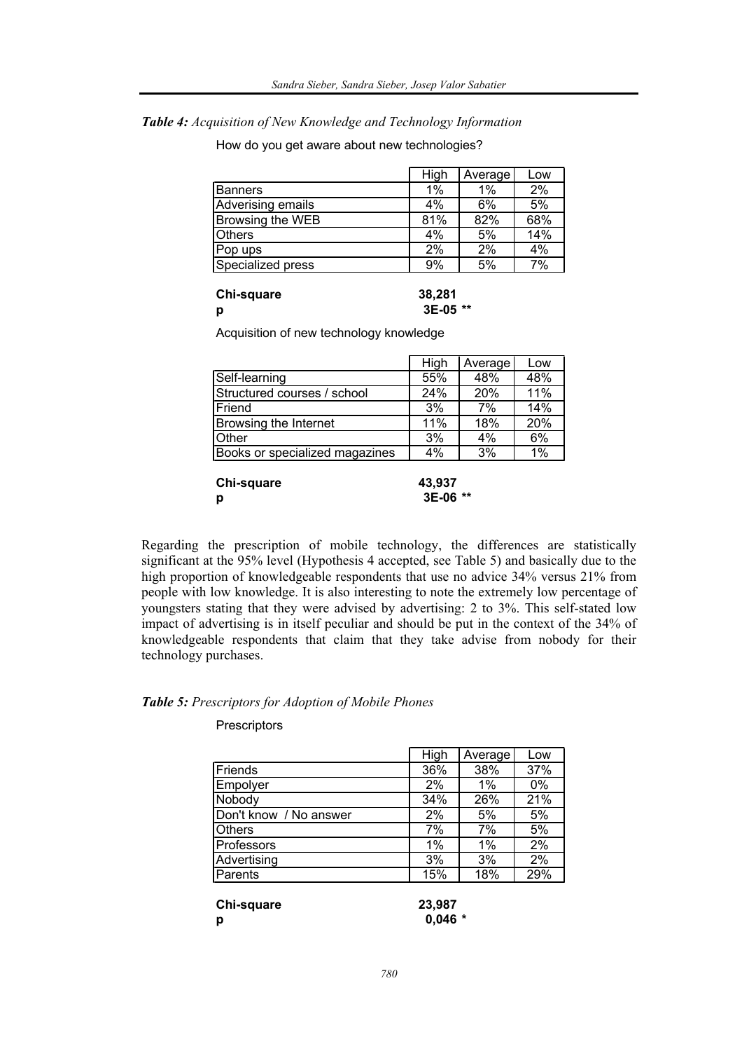***Table 4:** Acquisition of New Knowledge and Technology Information*

How do you get aware about new technologies?

| | High | Average | Low |
|---|---|---|---|
| Banners | 1% | 1% | 2% |
| Adverising emails | 4% | 6% | 5% |
| Browsing the WEB | 81% | 82% | 68% |
| Others | 4% | 5% | 14% |
| Pop ups | 2% | 2% | 4% |
| Specialized press | 9% | 5% | 7% |

**Chi-square** **38,281**
**p** **3E-05 \*\***

Acquisition of new technology knowledge

| | High | Average | Low |
|---|---|---|---|
| Self-learning | 55% | 48% | 48% |
| Structured courses / school | 24% | 20% | 11% |
| Friend | 3% | 7% | 14% |
| Browsing the Internet | 11% | 18% | 20% |
| Other | 3% | 4% | 6% |
| Books or specialized magazines | 4% | 3% | 1% |

**Chi-square** **43,937**
**p** **3E-06 \*\***

Regarding the prescription of mobile technology, the differences are statistically significant at the 95% level (Hypothesis 4 accepted, see Table 5) and basically due to the high proportion of knowledgeable respondents that use no advice 34% versus 21% from people with low knowledge. It is also interesting to note the extremely low percentage of youngsters stating that they were advised by advertising: 2 to 3%. This self-stated low impact of advertising is in itself peculiar and should be put in the context of the 34% of knowledgeable respondents that claim that they take advise from nobody for their technology purchases.

***Table 5:** Prescriptors for Adoption of Mobile Phones*

Prescriptors

| | High | Average | Low |
|---|---|---|---|
| Friends | 36% | 38% | 37% |
| Empolyer | 2% | 1% | 0% |
| Nobody | 34% | 26% | 21% |
| Don't know / No answer | 2% | 5% | 5% |
| Others | 7% | 7% | 5% |
| Professors | 1% | 1% | 2% |
| Advertising | 3% | 3% | 2% |
| Parents | 15% | 18% | 29% |

**Chi-square** **23,987**
**p** **0,046 \***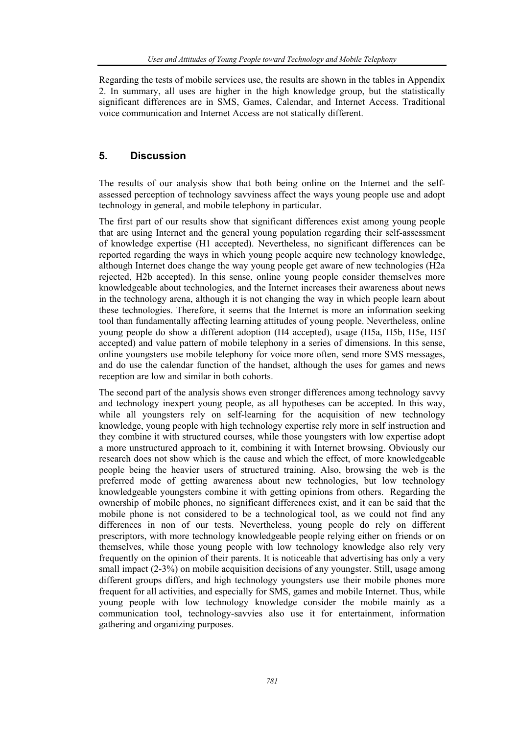Regarding the tests of mobile services use, the results are shown in the tables in Appendix 2. In summary, all uses are higher in the high knowledge group, but the statistically significant differences are in SMS, Games, Calendar, and Internet Access. Traditional voice communication and Internet Access are not statically different.

## 5. Discussion

The results of our analysis show that both being online on the Internet and the self-assessed perception of technology savviness affect the ways young people use and adopt technology in general, and mobile telephony in particular.

The first part of our results show that significant differences exist among young people that are using Internet and the general young population regarding their self-assessment of knowledge expertise (H1 accepted). Nevertheless, no significant differences can be reported regarding the ways in which young people acquire new technology knowledge, although Internet does change the way young people get aware of new technologies (H2a rejected, H2b accepted). In this sense, online young people consider themselves more knowledgeable about technologies, and the Internet increases their awareness about news in the technology arena, although it is not changing the way in which people learn about these technologies. Therefore, it seems that the Internet is more an information seeking tool than fundamentally affecting learning attitudes of young people. Nevertheless, online young people do show a different adoption (H4 accepted), usage (H5a, H5b, H5e, H5f accepted) and value pattern of mobile telephony in a series of dimensions. In this sense, online youngsters use mobile telephony for voice more often, send more SMS messages, and do use the calendar function of the handset, although the uses for games and news reception are low and similar in both cohorts.

The second part of the analysis shows even stronger differences among technology savvy and technology inexpert young people, as all hypotheses can be accepted. In this way, while all youngsters rely on self-learning for the acquisition of new technology knowledge, young people with high technology expertise rely more in self instruction and they combine it with structured courses, while those youngsters with low expertise adopt a more unstructured approach to it, combining it with Internet browsing. Obviously our research does not show which is the cause and which the effect, of more knowledgeable people being the heavier users of structured training. Also, browsing the web is the preferred mode of getting awareness about new technologies, but low technology knowledgeable youngsters combine it with getting opinions from others. Regarding the ownership of mobile phones, no significant differences exist, and it can be said that the mobile phone is not considered to be a technological tool, as we could not find any differences in non of our tests. Nevertheless, young people do rely on different prescriptors, with more technology knowledgeable people relying either on friends or on themselves, while those young people with low technology knowledge also rely very frequently on the opinion of their parents. It is noticeable that advertising has only a very small impact (2-3%) on mobile acquisition decisions of any youngster. Still, usage among different groups differs, and high technology youngsters use their mobile phones more frequent for all activities, and especially for SMS, games and mobile Internet. Thus, while young people with low technology knowledge consider the mobile mainly as a communication tool, technology-savvies also use it for entertainment, information gathering and organizing purposes.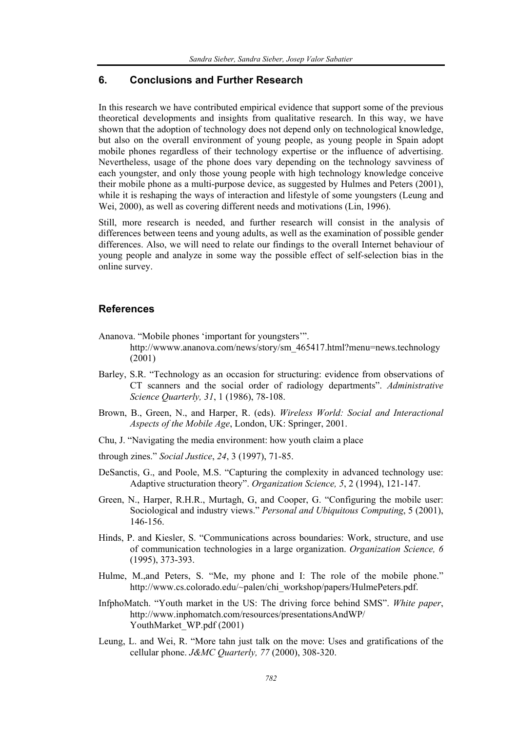## 6. Conclusions and Further Research

In this research we have contributed empirical evidence that support some of the previous theoretical developments and insights from qualitative research. In this way, we have shown that the adoption of technology does not depend only on technological knowledge, but also on the overall environment of young people, as young people in Spain adopt mobile phones regardless of their technology expertise or the influence of advertising. Nevertheless, usage of the phone does vary depending on the technology savviness of each youngster, and only those young people with high technology knowledge conceive their mobile phone as a multi-purpose device, as suggested by Hulmes and Peters (2001), while it is reshaping the ways of interaction and lifestyle of some youngsters (Leung and Wei, 2000), as well as covering different needs and motivations (Lin, 1996).

Still, more research is needed, and further research will consist in the analysis of differences between teens and young adults, as well as the examination of possible gender differences. Also, we will need to relate our findings to the overall Internet behaviour of young people and analyze in some way the possible effect of self-selection bias in the online survey.

## References

Ananova. "Mobile phones 'important for youngsters'". http://wwww.ananova.com/news/story/sm_465417.html?menu=news.technology (2001)

Barley, S.R. "Technology as an occasion for structuring: evidence from observations of CT scanners and the social order of radiology departments". *Administrative Science Quarterly, 31*, 1 (1986), 78-108.

Brown, B., Green, N., and Harper, R. (eds). *Wireless World: Social and Interactional Aspects of the Mobile Age*, London, UK: Springer, 2001.

Chu, J. "Navigating the media environment: how youth claim a place

through zines." *Social Justice*, *24*, 3 (1997), 71-85.

DeSanctis, G., and Poole, M.S. "Capturing the complexity in advanced technology use: Adaptive structuration theory". *Organization Science, 5*, 2 (1994), 121-147.

Green, N., Harper, R.H.R., Murtagh, G, and Cooper, G. "Configuring the mobile user: Sociological and industry views." *Personal and Ubiquitous Computing*, 5 (2001), 146-156.

Hinds, P. and Kiesler, S. "Communications across boundaries: Work, structure, and use of communication technologies in a large organization. *Organization Science, 6* (1995), 373-393.

Hulme, M.,and Peters, S. "Me, my phone and I: The role of the mobile phone." http://www.cs.colorado.edu/~palen/chi_workshop/papers/HulmePeters.pdf.

InfphoMatch. "Youth market in the US: The driving force behind SMS". *White paper*, http://www.inphomatch.com/resources/presentationsAndWP/YouthMarket_WP.pdf (2001)

Leung, L. and Wei, R. "More tahn just talk on the move: Uses and gratifications of the cellular phone. *J&MC Quarterly, 77* (2000), 308-320.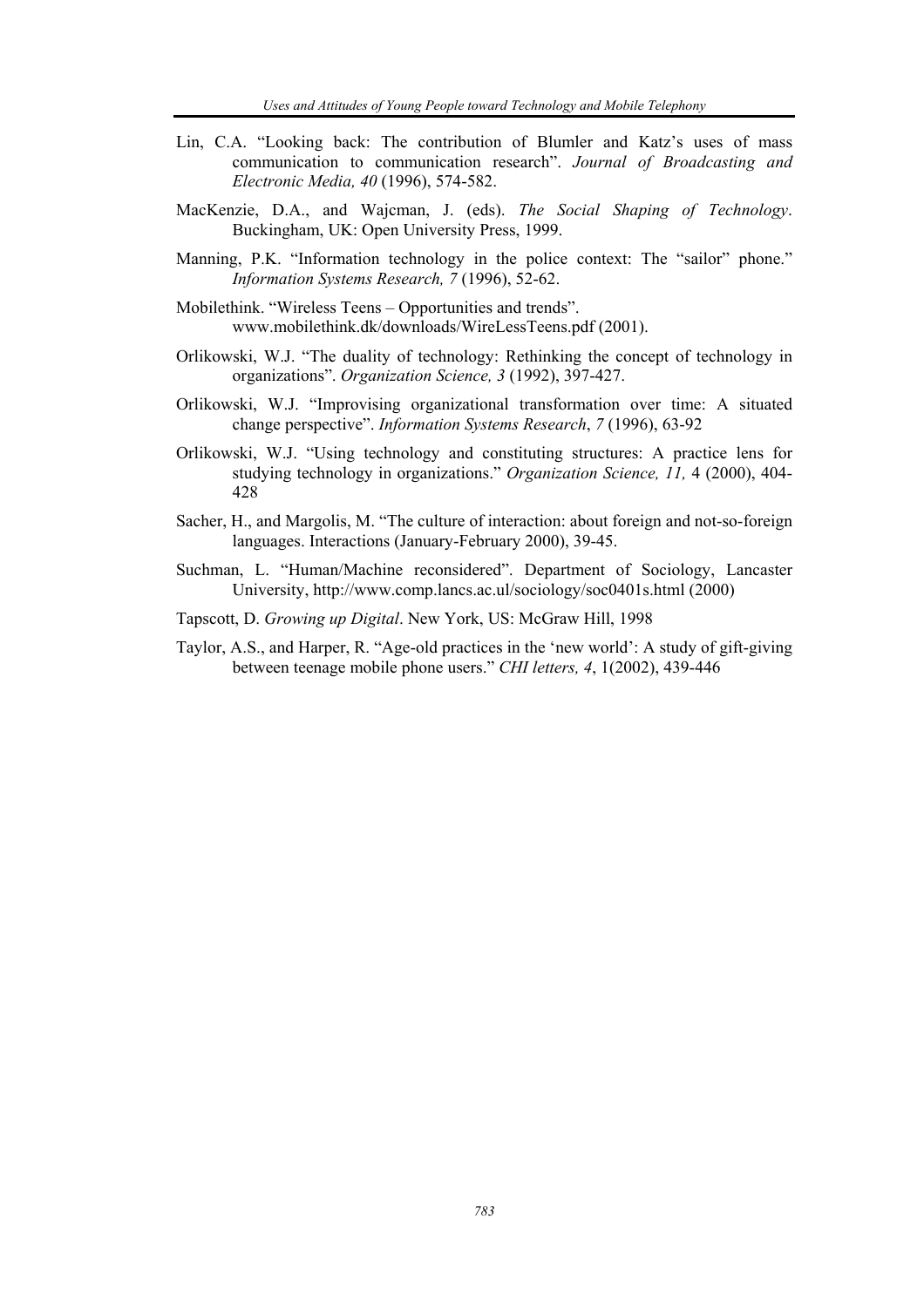Lin, C.A. "Looking back: The contribution of Blumler and Katz's uses of mass communication to communication research". *Journal of Broadcasting and Electronic Media, 40* (1996), 574-582.

MacKenzie, D.A., and Wajcman, J. (eds). *The Social Shaping of Technology*. Buckingham, UK: Open University Press, 1999.

Manning, P.K. "Information technology in the police context: The "sailor" phone." *Information Systems Research, 7* (1996), 52-62.

Mobilethink. "Wireless Teens – Opportunities and trends". www.mobilethink.dk/downloads/WireLessTeens.pdf (2001).

Orlikowski, W.J. "The duality of technology: Rethinking the concept of technology in organizations". *Organization Science, 3* (1992), 397-427.

Orlikowski, W.J. "Improvising organizational transformation over time: A situated change perspective". *Information Systems Research*, *7* (1996), 63-92

Orlikowski, W.J. "Using technology and constituting structures: A practice lens for studying technology in organizations." *Organization Science, 11,* 4 (2000), 404-428

Sacher, H., and Margolis, M. "The culture of interaction: about foreign and not-so-foreign languages. Interactions (January-February 2000), 39-45.

Suchman, L. "Human/Machine reconsidered". Department of Sociology, Lancaster University, http://www.comp.lancs.ac.ul/sociology/soc0401s.html (2000)

Tapscott, D. *Growing up Digital*. New York, US: McGraw Hill, 1998

Taylor, A.S., and Harper, R. "Age-old practices in the 'new world': A study of gift-giving between teenage mobile phone users." *CHI letters, 4*, 1(2002), 439-446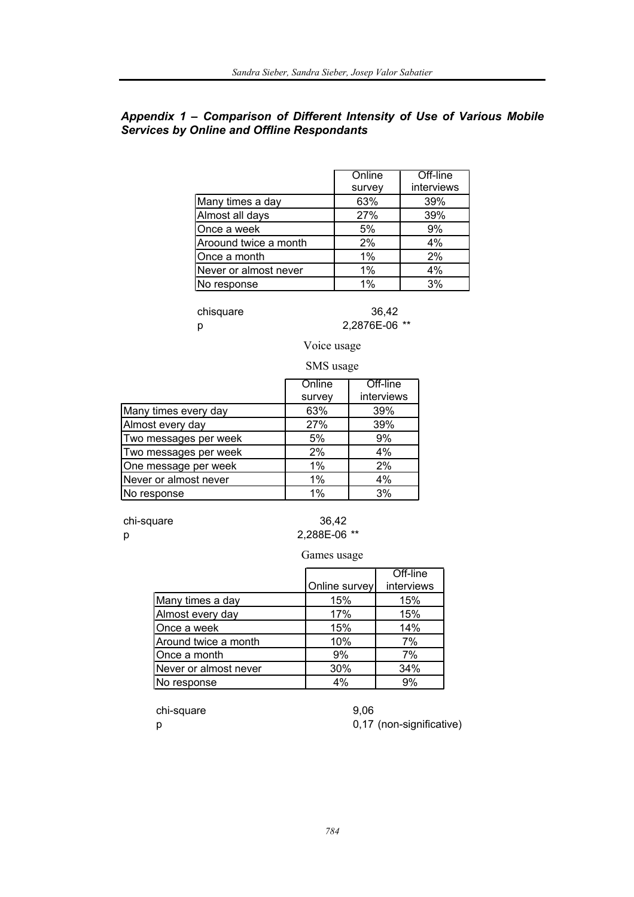### *Appendix 1 – Comparison of Different Intensity of Use of Various Mobile Services by Online and Offline Respondants*

| | Online survey | Off-line interviews |
|---|---|---|
| Many times a day | 63% | 39% |
| Almost all days | 27% | 39% |
| Once a week | 5% | 9% |
| Aroound twice a month | 2% | 4% |
| Once a month | 1% | 2% |
| Never or almost never | 1% | 4% |
| No response | 1% | 3% |

chisquare 36,42

p 2,2876E-06 **

Voice usage

SMS usage

| | Online survey | Off-line interviews |
|---|---|---|
| Many times every day | 63% | 39% |
| Almost every day | 27% | 39% |
| Two messages per week | 5% | 9% |
| Two messages per week | 2% | 4% |
| One message per week | 1% | 2% |
| Never or almost never | 1% | 4% |
| No response | 1% | 3% |

chi-square 36,42

p 2,288E-06 **

Games usage

| | Online survey | Off-line interviews |
|---|---|---|
| Many times a day | 15% | 15% |
| Almost every day | 17% | 15% |
| Once a week | 15% | 14% |
| Around twice a month | 10% | 7% |
| Once a month | 9% | 7% |
| Never or almost never | 30% | 34% |
| No response | 4% | 9% |

chi-square 9,06

p 0,17 (non-significative)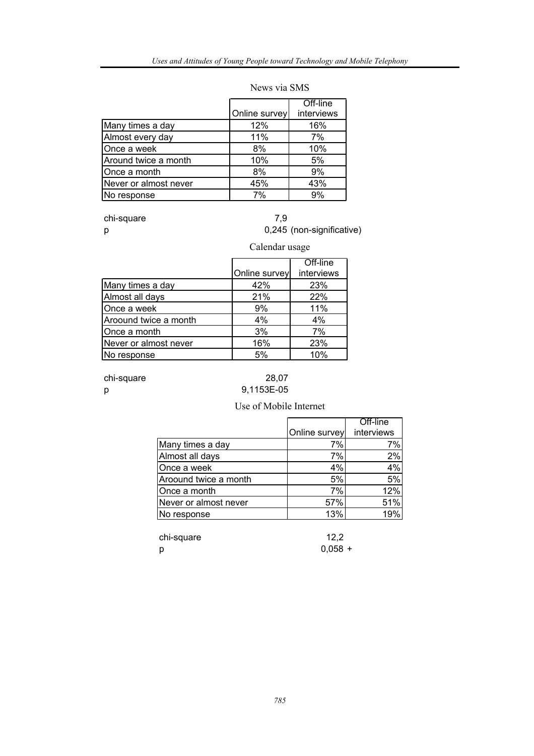News via SMS

| | Online survey | Off-line interviews |
|---|---|---|
| Many times a day | 12% | 16% |
| Almost every day | 11% | 7% |
| Once a week | 8% | 10% |
| Around twice a month | 10% | 5% |
| Once a month | 8% | 9% |
| Never or almost never | 45% | 43% |
| No response | 7% | 9% |

chi-square 7,9

p 0,245 (non-significative)

Calendar usage

| | Online survey | Off-line interviews |
|---|---|---|
| Many times a day | 42% | 23% |
| Almost all days | 21% | 22% |
| Once a week | 9% | 11% |
| Aroound twice a month | 4% | 4% |
| Once a month | 3% | 7% |
| Never or almost never | 16% | 23% |
| No response | 5% | 10% |

chi-square 28,07

p 9,1153E-05

Use of Mobile Internet

| | Online survey | Off-line interviews |
|---|---|---|
| Many times a day | 7% | 7% |
| Almost all days | 7% | 2% |
| Once a week | 4% | 4% |
| Aroound twice a month | 5% | 5% |
| Once a month | 7% | 12% |
| Never or almost never | 57% | 51% |
| No response | 13% | 19% |

chi-square 12,2

p 0,058 +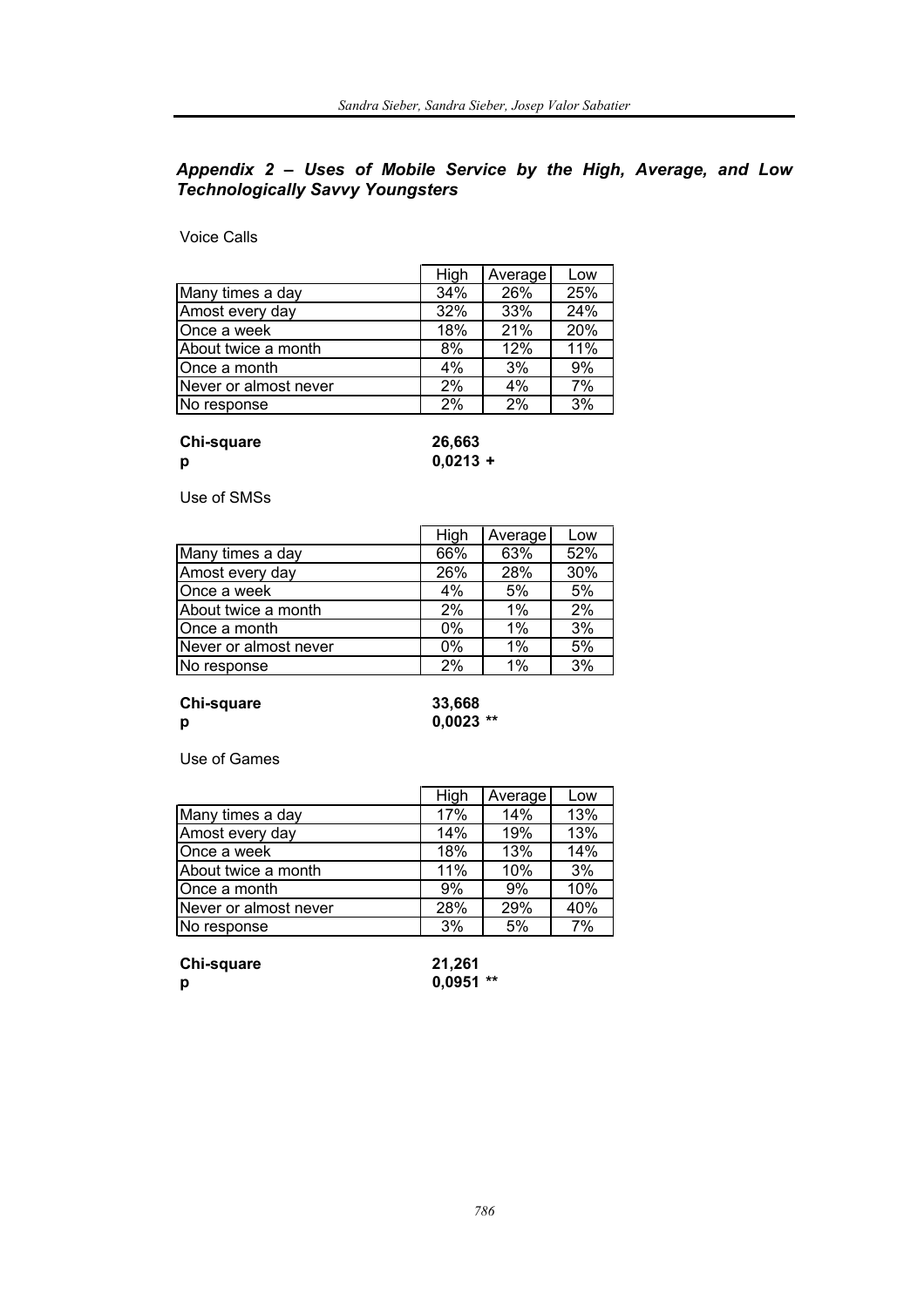### *Appendix 2 – Uses of Mobile Service by the High, Average, and Low Technologically Savvy Youngsters*

Voice Calls

| | High | Average | Low |
|---|---|---|---|
| Many times a day | 34% | 26% | 25% |
| Amost every day | 32% | 33% | 24% |
| Once a week | 18% | 21% | 20% |
| About twice a month | 8% | 12% | 11% |
| Once a month | 4% | 3% | 9% |
| Never or almost never | 2% | 4% | 7% |
| No response | 2% | 2% | 3% |

**Chi-square** **26,663**
**p** **0,0213 +**

Use of SMSs

| | High | Average | Low |
|---|---|---|---|
| Many times a day | 66% | 63% | 52% |
| Amost every day | 26% | 28% | 30% |
| Once a week | 4% | 5% | 5% |
| About twice a month | 2% | 1% | 2% |
| Once a month | 0% | 1% | 3% |
| Never or almost never | 0% | 1% | 5% |
| No response | 2% | 1% | 3% |

**Chi-square** **33,668**
**p** **0,0023 \*\***

Use of Games

| | High | Average | Low |
|---|---|---|---|
| Many times a day | 17% | 14% | 13% |
| Amost every day | 14% | 19% | 13% |
| Once a week | 18% | 13% | 14% |
| About twice a month | 11% | 10% | 3% |
| Once a month | 9% | 9% | 10% |
| Never or almost never | 28% | 29% | 40% |
| No response | 3% | 5% | 7% |

**Chi-square** **21,261**
**p** **0,0951 \*\***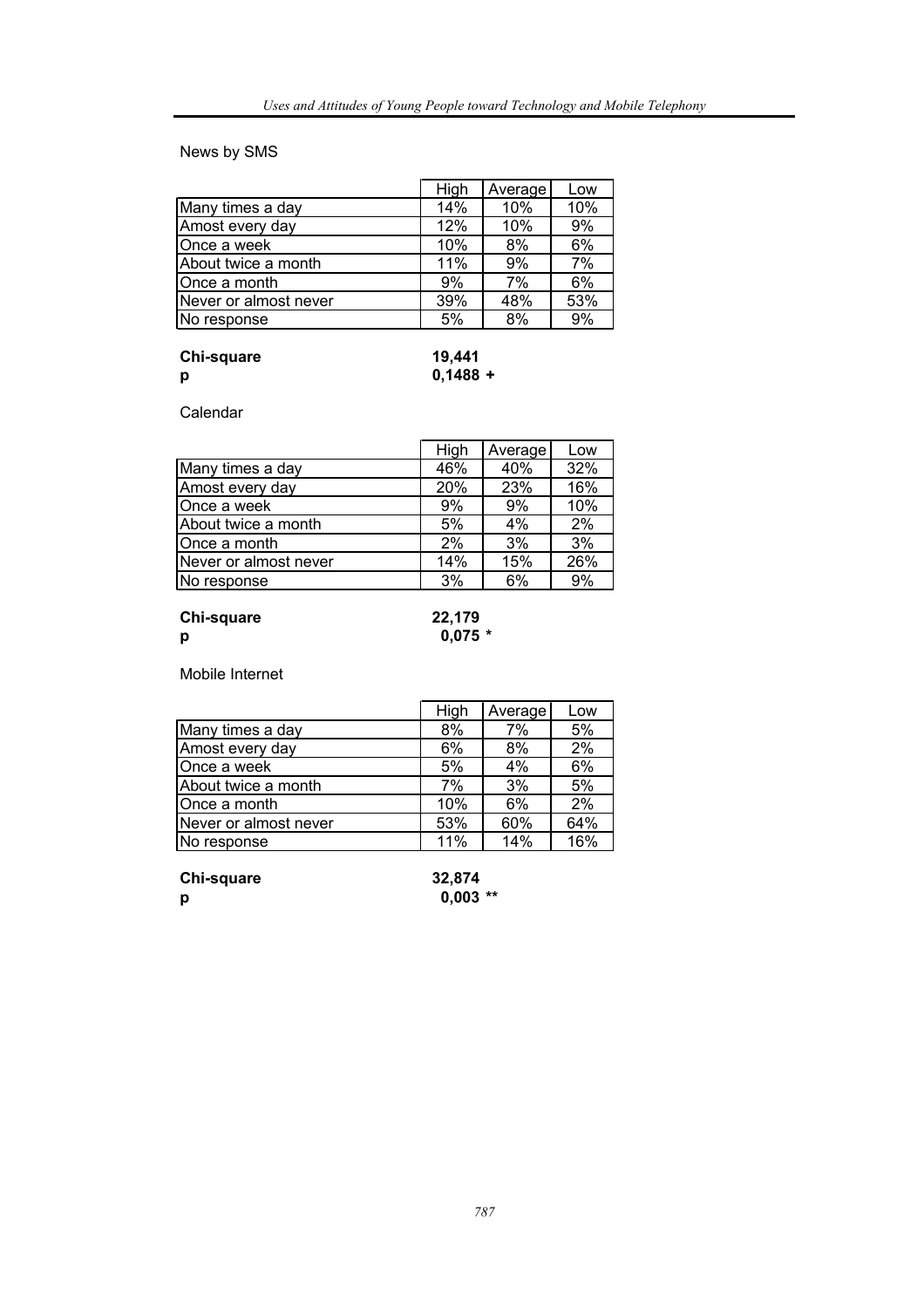News by SMS

| | High | Average | Low |
|---|---|---|---|
| Many times a day | 14% | 10% | 10% |
| Amost every day | 12% | 10% | 9% |
| Once a week | 10% | 8% | 6% |
| About twice a month | 11% | 9% | 7% |
| Once a month | 9% | 7% | 6% |
| Never or almost never | 39% | 48% | 53% |
| No response | 5% | 8% | 9% |

**Chi-square** **19,441**
**p** **0,1488 +**

Calendar

| | High | Average | Low |
|---|---|---|---|
| Many times a day | 46% | 40% | 32% |
| Amost every day | 20% | 23% | 16% |
| Once a week | 9% | 9% | 10% |
| About twice a month | 5% | 4% | 2% |
| Once a month | 2% | 3% | 3% |
| Never or almost never | 14% | 15% | 26% |
| No response | 3% | 6% | 9% |

**Chi-square** **22,179**
**p** **0,075 \***

Mobile Internet

| | High | Average | Low |
|---|---|---|---|
| Many times a day | 8% | 7% | 5% |
| Amost every day | 6% | 8% | 2% |
| Once a week | 5% | 4% | 6% |
| About twice a month | 7% | 3% | 5% |
| Once a month | 10% | 6% | 2% |
| Never or almost never | 53% | 60% | 64% |
| No response | 11% | 14% | 16% |

**Chi-square** **32,874**
**p** **0,003 \*\***